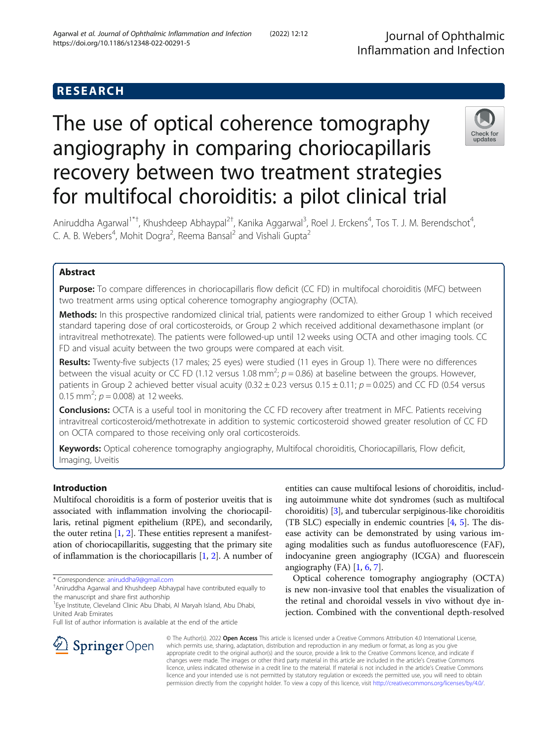RESEARCH

# The use of optical coherence tomography angiography in comparing choriocapillaris recovery between two treatment strategies for multifocal choroiditis: a pilot clinical trial

Aniruddha Agarwal[1*†], Khushdeep Abhaypal[2†], Kanika Aggarwal[3], Roel J. Erckens[4], Tos T. J. M. Berendschot[4], C. A. B. Webers[4], Mohit Dogra[2], Reema Bansal[2] and Vishali Gupta[2]

## Abstract

**Purpose:** To compare differences in choriocapillaris flow deficit (CC FD) in multifocal choroiditis (MFC) between two treatment arms using optical coherence tomography angiography (OCTA).

**Methods:** In this prospective randomized clinical trial, patients were randomized to either Group 1 which received standard tapering dose of oral corticosteroids, or Group 2 which received additional dexamethasone implant (or intravitreal methotrexate). The patients were followed-up until 12 weeks using OCTA and other imaging tools. CC FD and visual acuity between the two groups were compared at each visit.

**Results:** Twenty-five subjects (17 males; 25 eyes) were studied (11 eyes in Group 1). There were no differences between the visual acuity or CC FD (1.12 versus 1.08 mm$^2$; $p = 0.86$) at baseline between the groups. However, patients in Group 2 achieved better visual acuity ($0.32 \pm 0.23$ versus $0.15 \pm 0.11$; $p = 0.025$) and CC FD (0.54 versus 0.15 mm$^2$; $p = 0.008$) at 12 weeks.

**Conclusions:** OCTA is a useful tool in monitoring the CC FD recovery after treatment in MFC. Patients receiving intravitreal corticosteroid/methotrexate in addition to systemic corticosteroid showed greater resolution of CC FD on OCTA compared to those receiving only oral corticosteroids.

**Keywords:** Optical coherence tomography angiography, Multifocal choroiditis, Choriocapillaris, Flow deficit, Imaging, Uveitis

## Introduction

Multifocal choroiditis is a form of posterior uveitis that is associated with inflammation involving the choriocapillaris, retinal pigment epithelium (RPE), and secondarily, the outer retina [1, 2]. These entities represent a manifestation of choriocapillaritis, suggesting that the primary site of inflammation is the choriocapillaris [1, 2]. A number of entities can cause multifocal lesions of choroiditis, including autoimmune white dot syndromes (such as multifocal choroiditis) [3], and tubercular serpiginous-like choroiditis (TB SLC) especially in endemic countries [4, 5]. The disease activity can be demonstrated by using various imaging modalities such as fundus autofluorescence (FAF), indocyanine green angiography (ICGA) and fluorescein angiography (FA) [1, 6, 7].

Optical coherence tomography angiography (OCTA) is new non-invasive tool that enables the visualization of the retinal and choroidal vessels in vivo without dye injection. Combined with the conventional depth-resolved

* Correspondence: aniruddha9@gmail.com

†Aniruddha Agarwal and Khushdeep Abhaypal have contributed equally to the manuscript and share first authorship

[1]Eye Institute, Cleveland Clinic Abu Dhabi, Al Maryah Island, Abu Dhabi, United Arab Emirates

Full list of author information is available at the end of the article

© The Author(s). 2022 **Open Access** This article is licensed under a Creative Commons Attribution 4.0 International License, which permits use, sharing, adaptation, distribution and reproduction in any medium or format, as long as you give appropriate credit to the original author(s) and the source, provide a link to the Creative Commons licence, and indicate if changes were made. The images or other third party material in this article are included in the article's Creative Commons licence, unless indicated otherwise in a credit line to the material. If material is not included in the article's Creative Commons licence and your intended use is not permitted by statutory regulation or exceeds the permitted use, you will need to obtain permission directly from the copyright holder. To view a copy of this licence, visit http://creativecommons.org/licenses/by/4.0/.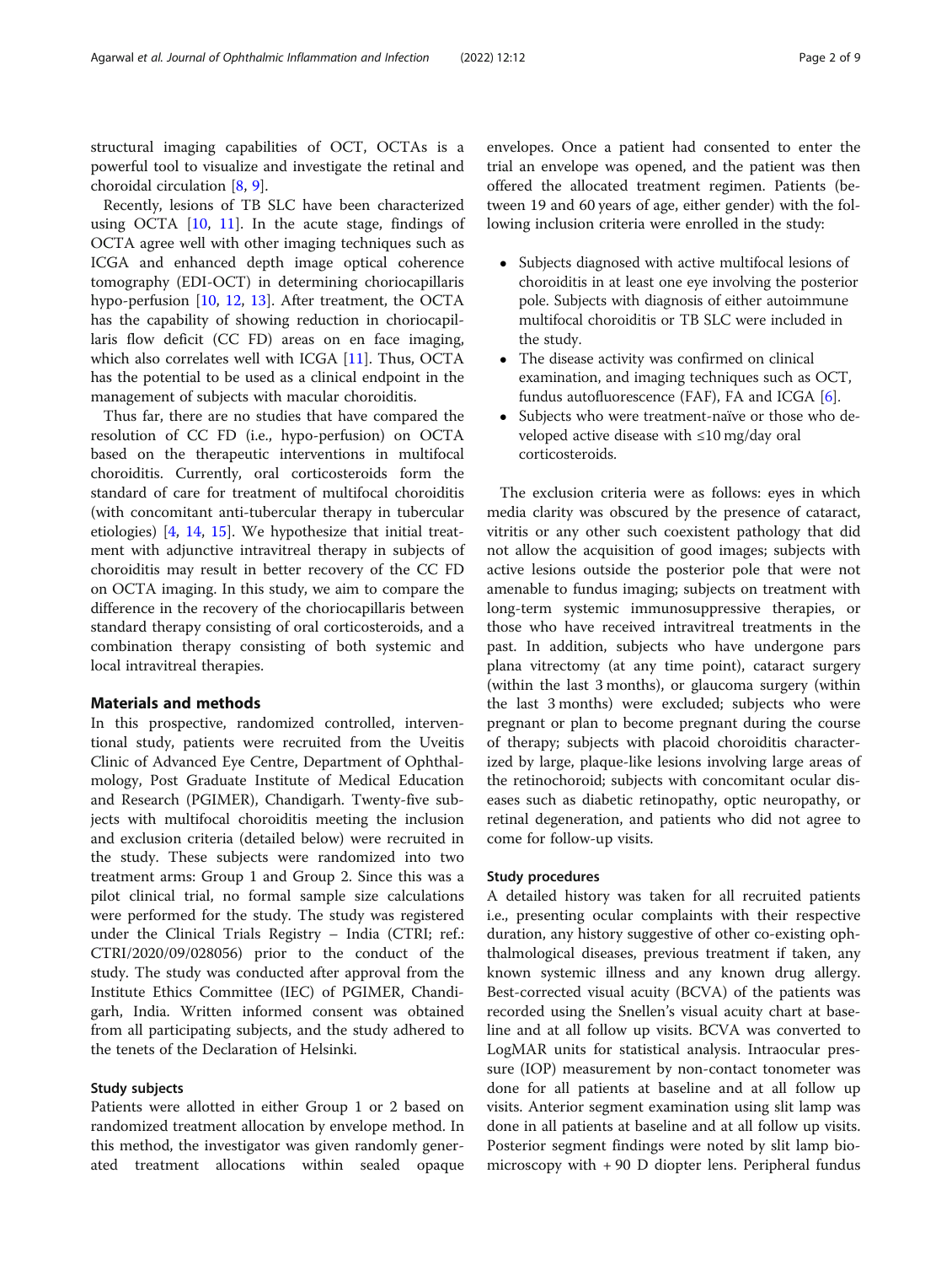structural imaging capabilities of OCT, OCTAs is a powerful tool to visualize and investigate the retinal and choroidal circulation [8, 9].

Recently, lesions of TB SLC have been characterized using OCTA [10, 11]. In the acute stage, findings of OCTA agree well with other imaging techniques such as ICGA and enhanced depth image optical coherence tomography (EDI-OCT) in determining choriocapillaris hypo-perfusion [10, 12, 13]. After treatment, the OCTA has the capability of showing reduction in choriocapillaris flow deficit (CC FD) areas on en face imaging, which also correlates well with ICGA [11]. Thus, OCTA has the potential to be used as a clinical endpoint in the management of subjects with macular choroiditis.

Thus far, there are no studies that have compared the resolution of CC FD (i.e., hypo-perfusion) on OCTA based on the therapeutic interventions in multifocal choroiditis. Currently, oral corticosteroids form the standard of care for treatment of multifocal choroiditis (with concomitant anti-tubercular therapy in tubercular etiologies) [4, 14, 15]. We hypothesize that initial treatment with adjunctive intravitreal therapy in subjects of choroiditis may result in better recovery of the CC FD on OCTA imaging. In this study, we aim to compare the difference in the recovery of the choriocapillaris between standard therapy consisting of oral corticosteroids, and a combination therapy consisting of both systemic and local intravitreal therapies.

## Materials and methods

In this prospective, randomized controlled, interventional study, patients were recruited from the Uveitis Clinic of Advanced Eye Centre, Department of Ophthalmology, Post Graduate Institute of Medical Education and Research (PGIMER), Chandigarh. Twenty-five subjects with multifocal choroiditis meeting the inclusion and exclusion criteria (detailed below) were recruited in the study. These subjects were randomized into two treatment arms: Group 1 and Group 2. Since this was a pilot clinical trial, no formal sample size calculations were performed for the study. The study was registered under the Clinical Trials Registry – India (CTRI; ref.: CTRI/2020/09/028056) prior to the conduct of the study. The study was conducted after approval from the Institute Ethics Committee (IEC) of PGIMER, Chandigarh, India. Written informed consent was obtained from all participating subjects, and the study adhered to the tenets of the Declaration of Helsinki.

### Study subjects

Patients were allotted in either Group 1 or 2 based on randomized treatment allocation by envelope method. In this method, the investigator was given randomly generated treatment allocations within sealed opaque envelopes. Once a patient had consented to enter the trial an envelope was opened, and the patient was then offered the allocated treatment regimen. Patients (between 19 and 60 years of age, either gender) with the following inclusion criteria were enrolled in the study:

- Subjects diagnosed with active multifocal lesions of choroiditis in at least one eye involving the posterior pole. Subjects with diagnosis of either autoimmune multifocal choroiditis or TB SLC were included in the study.
- The disease activity was confirmed on clinical examination, and imaging techniques such as OCT, fundus autofluorescence (FAF), FA and ICGA [6].
- Subjects who were treatment-naïve or those who developed active disease with ≤10 mg/day oral corticosteroids.

The exclusion criteria were as follows: eyes in which media clarity was obscured by the presence of cataract, vitritis or any other such coexistent pathology that did not allow the acquisition of good images; subjects with active lesions outside the posterior pole that were not amenable to fundus imaging; subjects on treatment with long-term systemic immunosuppressive therapies, or those who have received intravitreal treatments in the past. In addition, subjects who have undergone pars plana vitrectomy (at any time point), cataract surgery (within the last 3 months), or glaucoma surgery (within the last 3 months) were excluded; subjects who were pregnant or plan to become pregnant during the course of therapy; subjects with placoid choroiditis characterized by large, plaque-like lesions involving large areas of the retinochoroid; subjects with concomitant ocular diseases such as diabetic retinopathy, optic neuropathy, or retinal degeneration, and patients who did not agree to come for follow-up visits.

### Study procedures

A detailed history was taken for all recruited patients i.e., presenting ocular complaints with their respective duration, any history suggestive of other co-existing ophthalmological diseases, previous treatment if taken, any known systemic illness and any known drug allergy. Best-corrected visual acuity (BCVA) of the patients was recorded using the Snellen's visual acuity chart at baseline and at all follow up visits. BCVA was converted to LogMAR units for statistical analysis. Intraocular pressure (IOP) measurement by non-contact tonometer was done for all patients at baseline and at all follow up visits. Anterior segment examination using slit lamp was done in all patients at baseline and at all follow up visits. Posterior segment findings were noted by slit lamp biomicroscopy with + 90 D diopter lens. Peripheral fundus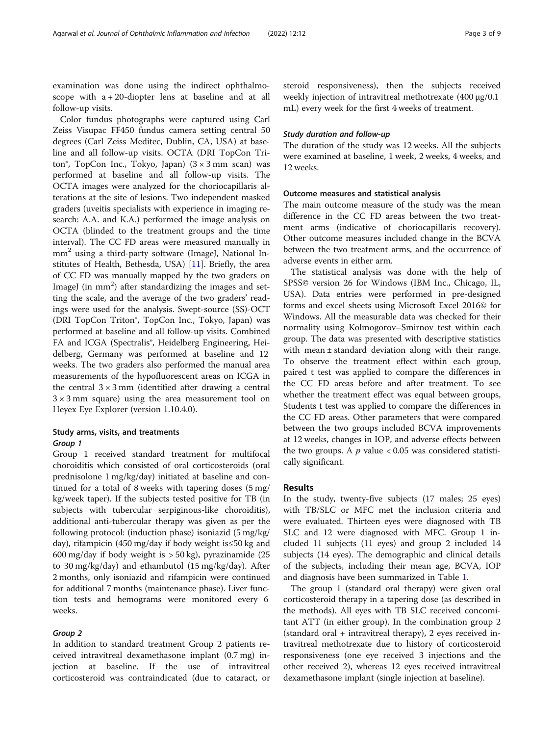examination was done using the indirect ophthalmoscope with a + 20-diopter lens at baseline and at all follow-up visits.

Color fundus photographs were captured using Carl Zeiss Visupac FF450 fundus camera setting central 50 degrees (Carl Zeiss Meditec, Dublin, CA, USA) at baseline and all follow-up visits. OCTA (DRI TopCon Triton®, TopCon Inc., Tokyo, Japan) (3 × 3 mm scan) was performed at baseline and all follow-up visits. The OCTA images were analyzed for the choriocapillaris alterations at the site of lesions. Two independent masked graders (uveitis specialists with experience in imaging research: A.A. and K.A.) performed the image analysis on OCTA (blinded to the treatment groups and the time interval). The CC FD areas were measured manually in $mm^2$ using a third-party software (ImageJ, National Institutes of Health, Bethesda, USA) [11]. Briefly, the area of CC FD was manually mapped by the two graders on ImageJ (in $mm^2$) after standardizing the images and setting the scale, and the average of the two graders' readings were used for the analysis. Swept-source (SS)-OCT (DRI TopCon Triton®, TopCon Inc., Tokyo, Japan) was performed at baseline and all follow-up visits. Combined FA and ICGA (Spectralis®, Heidelberg Engineering, Heidelberg, Germany was performed at baseline and 12 weeks. The two graders also performed the manual area measurements of the hypofluorescent areas on ICGA in the central 3 × 3 mm (identified after drawing a central 3 × 3 mm square) using the area measurement tool on Heyex Eye Explorer (version 1.10.4.0).

### Study arms, visits, and treatments

#### *Group 1*

Group 1 received standard treatment for multifocal choroiditis which consisted of oral corticosteroids (oral prednisolone 1 mg/kg/day) initiated at baseline and continued for a total of 8 weeks with tapering doses (5 mg/kg/week taper). If the subjects tested positive for TB (in subjects with tubercular serpiginous-like choroiditis), additional anti-tubercular therapy was given as per the following protocol: (induction phase) isoniazid (5 mg/kg/day), rifampicin (450 mg/day if body weight is≤50 kg and 600 mg/day if body weight is > 50 kg), pyrazinamide (25 to 30 mg/kg/day) and ethambutol (15 mg/kg/day). After 2 months, only isoniazid and rifampicin were continued for additional 7 months (maintenance phase). Liver function tests and hemograms were monitored every 6 weeks.

#### *Group 2*

In addition to standard treatment Group 2 patients received intravitreal dexamethasone implant (0.7 mg) injection at baseline. If the use of intravitreal corticosteroid was contraindicated (due to cataract, or steroid responsiveness), then the subjects received weekly injection of intravitreal methotrexate (400 μg/0.1 mL) every week for the first 4 weeks of treatment.

#### *Study duration and follow-up*

The duration of the study was 12 weeks. All the subjects were examined at baseline, 1 week, 2 weeks, 4 weeks, and 12 weeks.

### Outcome measures and statistical analysis

The main outcome measure of the study was the mean difference in the CC FD areas between the two treatment arms (indicative of choriocapillaris recovery). Other outcome measures included change in the BCVA between the two treatment arms, and the occurrence of adverse events in either arm.

The statistical analysis was done with the help of SPSS© version 26 for Windows (IBM Inc., Chicago, IL, USA). Data entries were performed in pre-designed forms and excel sheets using Microsoft Excel 2016© for Windows. All the measurable data was checked for their normality using Kolmogorov–Smirnov test within each group. The data was presented with descriptive statistics with mean ± standard deviation along with their range. To observe the treatment effect within each group, paired t test was applied to compare the differences in the CC FD areas before and after treatment. To see whether the treatment effect was equal between groups, Students t test was applied to compare the differences in the CC FD areas. Other parameters that were compared between the two groups included BCVA improvements at 12 weeks, changes in IOP, and adverse effects between the two groups. A $p$ value < 0.05 was considered statistically significant.

## Results

In the study, twenty-five subjects (17 males; 25 eyes) with TB/SLC or MFC met the inclusion criteria and were evaluated. Thirteen eyes were diagnosed with TB SLC and 12 were diagnosed with MFC. Group 1 included 11 subjects (11 eyes) and group 2 included 14 subjects (14 eyes). The demographic and clinical details of the subjects, including their mean age, BCVA, IOP and diagnosis have been summarized in Table 1.

The group 1 (standard oral therapy) were given oral corticosteroid therapy in a tapering dose (as described in the methods). All eyes with TB SLC received concomitant ATT (in either group). In the combination group 2 (standard oral + intravitreal therapy), 2 eyes received intravitreal methotrexate due to history of corticosteroid responsiveness (one eye received 3 injections and the other received 2), whereas 12 eyes received intravitreal dexamethasone implant (single injection at baseline).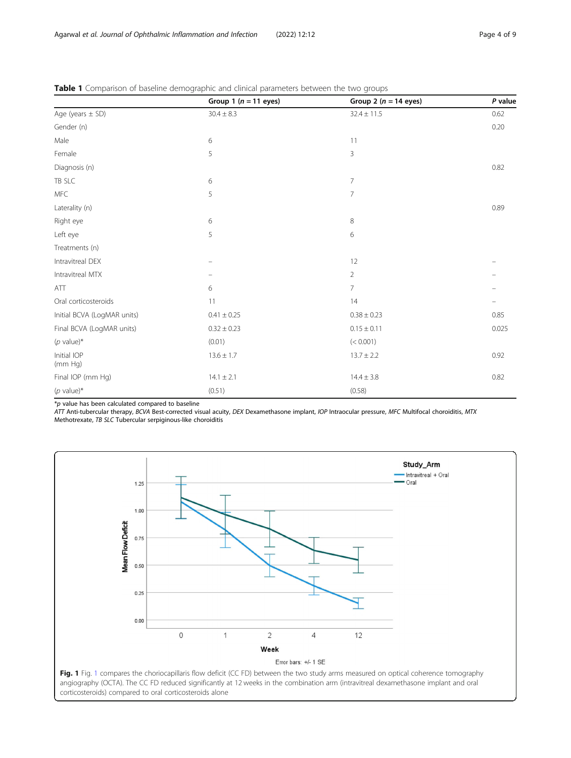**Table 1** Comparison of baseline demographic and clinical parameters between the two groups

|  | Group 1 ($n$ = 11 eyes) | Group 2 ($n$ = 14 eyes) | *P* value |
|---|---|---|---|
| Age (years ± SD) | 30.4 ± 8.3 | 32.4 ± 11.5 | 0.62 |
| Gender (n) |  |  | 0.20 |
| Male | 6 | 11 |  |
| Female | 5 | 3 |  |
| Diagnosis (n) |  |  | 0.82 |
| TB SLC | 6 | 7 |  |
| MFC | 5 | 7 |  |
| Laterality (n) |  |  | 0.89 |
| Right eye | 6 | 8 |  |
| Left eye | 5 | 6 |  |
| Treatments (n) |  |  |  |
| Intravitreal DEX | – | 12 | – |
| Intravitreal MTX | – | 2 | – |
| ATT | 6 | 7 | – |
| Oral corticosteroids | 11 | 14 | – |
| Initial BCVA (LogMAR units) | 0.41 ± 0.25 | 0.38 ± 0.23 | 0.85 |
| Final BCVA (LogMAR units) | 0.32 ± 0.23 | 0.15 ± 0.11 | 0.025 |
| (*p* value)* | (0.01) | (< 0.001) |  |
| Initial IOP (mm Hg) | 13.6 ± 1.7 | 13.7 ± 2.2 | 0.92 |
| Final IOP (mm Hg) | 14.1 ± 2.1 | 14.4 ± 3.8 | 0.82 |
| (*p* value)* | (0.51) | (0.58) |  |

*p value has been calculated compared to baseline

*ATT* Anti-tubercular therapy, *BCVA* Best-corrected visual acuity, *DEX* Dexamethasone implant, *IOP* Intraocular pressure, *MFC* Multifocal choroiditis, *MTX* Methotrexate, *TB SLC* Tubercular serpiginous-like choroiditis

**Fig. 1** Fig. 1 compares the choriocapillaris flow deficit (CC FD) between the two study arms measured on optical coherence tomography angiography (OCTA). The CC FD reduced significantly at 12 weeks in the combination arm (intravitreal dexamethasone implant and oral corticosteroids) compared to oral corticosteroids alone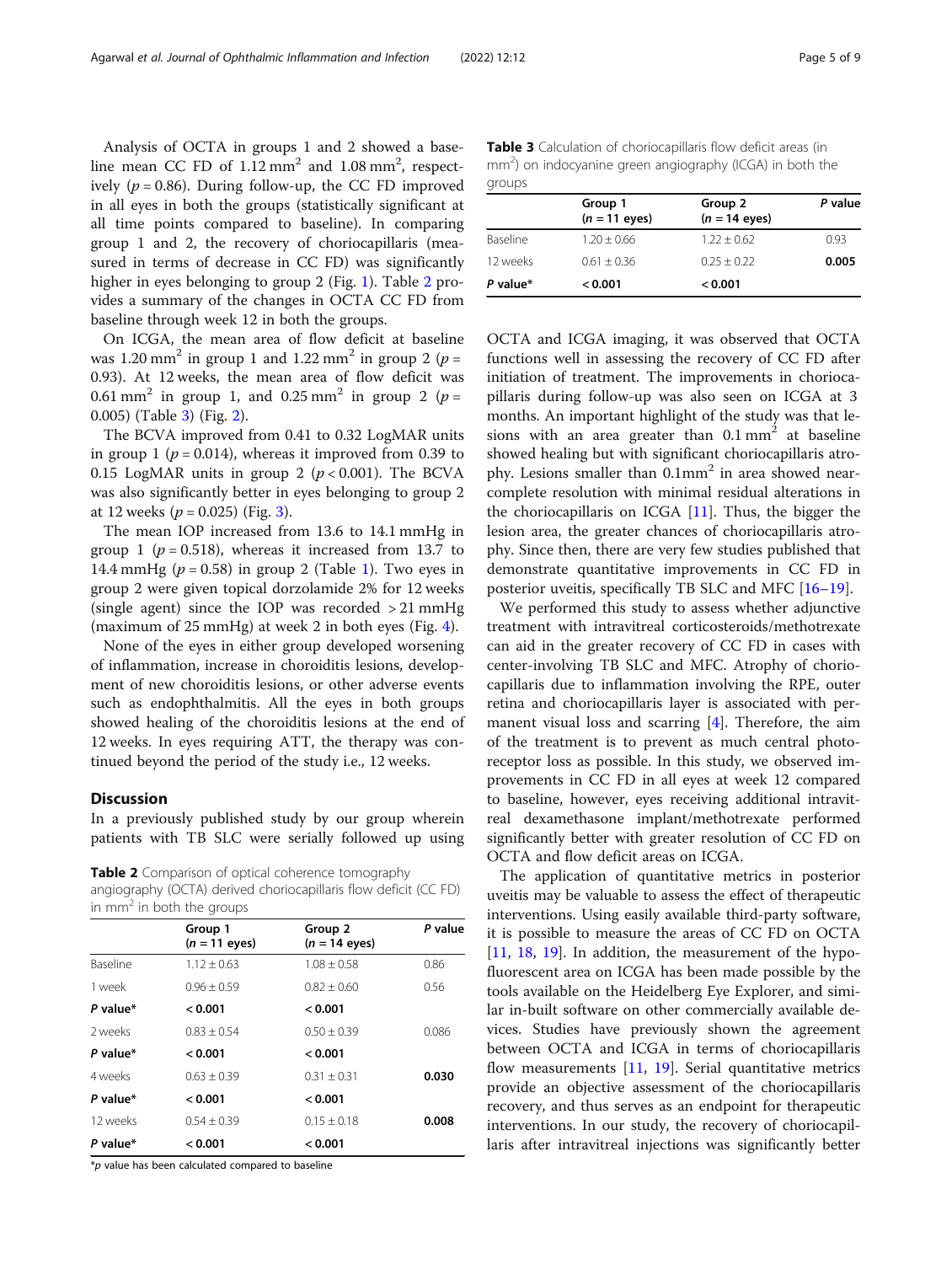Analysis of OCTA in groups 1 and 2 showed a baseline mean CC FD of 1.12 mm$^2$ and 1.08 mm$^2$, respectively ($p = 0.86$). During follow-up, the CC FD improved in all eyes in both the groups (statistically significant at all time points compared to baseline). In comparing group 1 and 2, the recovery of choriocapillaris (measured in terms of decrease in CC FD) was significantly higher in eyes belonging to group 2 (Fig. 1). Table 2 provides a summary of the changes in OCTA CC FD from baseline through week 12 in both the groups.

On ICGA, the mean area of flow deficit at baseline was 1.20 mm$^2$ in group 1 and 1.22 mm$^2$ in group 2 ($p = 0.93$). At 12 weeks, the mean area of flow deficit was 0.61 mm$^2$ in group 1, and 0.25 mm$^2$ in group 2 ($p = 0.005$) (Table 3) (Fig. 2).

The BCVA improved from 0.41 to 0.32 LogMAR units in group 1 ($p = 0.014$), whereas it improved from 0.39 to 0.15 LogMAR units in group 2 ($p < 0.001$). The BCVA was also significantly better in eyes belonging to group 2 at 12 weeks ($p = 0.025$) (Fig. 3).

The mean IOP increased from 13.6 to 14.1 mmHg in group 1 ($p = 0.518$), whereas it increased from 13.7 to 14.4 mmHg ($p = 0.58$) in group 2 (Table 1). Two eyes in group 2 were given topical dorzolamide 2% for 12 weeks (single agent) since the IOP was recorded > 21 mmHg (maximum of 25 mmHg) at week 2 in both eyes (Fig. 4).

None of the eyes in either group developed worsening of inflammation, increase in choroiditis lesions, development of new choroiditis lesions, or other adverse events such as endophthalmitis. All the eyes in both groups showed healing of the choroiditis lesions at the end of 12 weeks. In eyes requiring ATT, the therapy was continued beyond the period of the study i.e., 12 weeks.

## Discussion

In a previously published study by our group wherein patients with TB SLC were serially followed up using OCTA and ICGA imaging, it was observed that OCTA functions well in assessing the recovery of CC FD after initiation of treatment. The improvements in choriocapillaris during follow-up was also seen on ICGA at 3 months. An important highlight of the study was that lesions with an area greater than 0.1 mm$^2$ at baseline showed healing but with significant choriocapillaris atrophy. Lesions smaller than 0.1mm$^2$ in area showed near-complete resolution with minimal residual alterations in the choriocapillaris on ICGA [11]. Thus, the bigger the lesion area, the greater chances of choriocapillaris atrophy. Since then, there are very few studies published that demonstrate quantitative improvements in CC FD in posterior uveitis, specifically TB SLC and MFC [16–19].

We performed this study to assess whether adjunctive treatment with intravitreal corticosteroids/methotrexate can aid in the greater recovery of CC FD in cases with center-involving TB SLC and MFC. Atrophy of choriocapillaris due to inflammation involving the RPE, outer retina and choriocapillaris layer is associated with permanent visual loss and scarring [4]. Therefore, the aim of the treatment is to prevent as much central photoreceptor loss as possible. In this study, we observed improvements in CC FD in all eyes at week 12 compared to baseline, however, eyes receiving additional intravitreal dexamethasone implant/methotrexate performed significantly better with greater resolution of CC FD on OCTA and flow deficit areas on ICGA.

The application of quantitative metrics in posterior uveitis may be valuable to assess the effect of therapeutic interventions. Using easily available third-party software, it is possible to measure the areas of CC FD on OCTA [11, 18, 19]. In addition, the measurement of the hypofluorescent area on ICGA has been made possible by the tools available on the Heidelberg Eye Explorer, and similar in-built software on other commercially available devices. Studies have previously shown the agreement between OCTA and ICGA in terms of choriocapillaris flow measurements [11, 19]. Serial quantitative metrics provide an objective assessment of the choriocapillaris recovery, and thus serves as an endpoint for therapeutic interventions. In our study, the recovery of choriocapillaris after intravitreal injections was significantly better

**Table 2** Comparison of optical coherence tomography angiography (OCTA) derived choriocapillaris flow deficit (CC FD) in mm$^2$ in both the groups

| | Group 1 (n = 11 eyes) | Group 2 (n = 14 eyes) | P value |
|---|---|---|---|
| Baseline | 1.12 ± 0.63 | 1.08 ± 0.58 | 0.86 |
| 1 week | 0.96 ± 0.59 | 0.82 ± 0.60 | 0.56 |
| **P value*** | **< 0.001** | **< 0.001** | |
| 2 weeks | 0.83 ± 0.54 | 0.50 ± 0.39 | 0.086 |
| **P value*** | **< 0.001** | **< 0.001** | |
| 4 weeks | 0.63 ± 0.39 | 0.31 ± 0.31 | **0.030** |
| **P value*** | **< 0.001** | **< 0.001** | |
| 12 weeks | 0.54 ± 0.39 | 0.15 ± 0.18 | **0.008** |
| **P value*** | **< 0.001** | **< 0.001** | |

*p value has been calculated compared to baseline

**Table 3** Calculation of choriocapillaris flow deficit areas (in mm$^2$) on indocyanine green angiography (ICGA) in both the groups

| | Group 1 (n = 11 eyes) | Group 2 (n = 14 eyes) | P value |
|---|---|---|---|
| Baseline | 1.20 ± 0.66 | 1.22 ± 0.62 | 0.93 |
| 12 weeks | 0.61 ± 0.36 | 0.25 ± 0.22 | **0.005** |
| **P value*** | **< 0.001** | **< 0.001** | |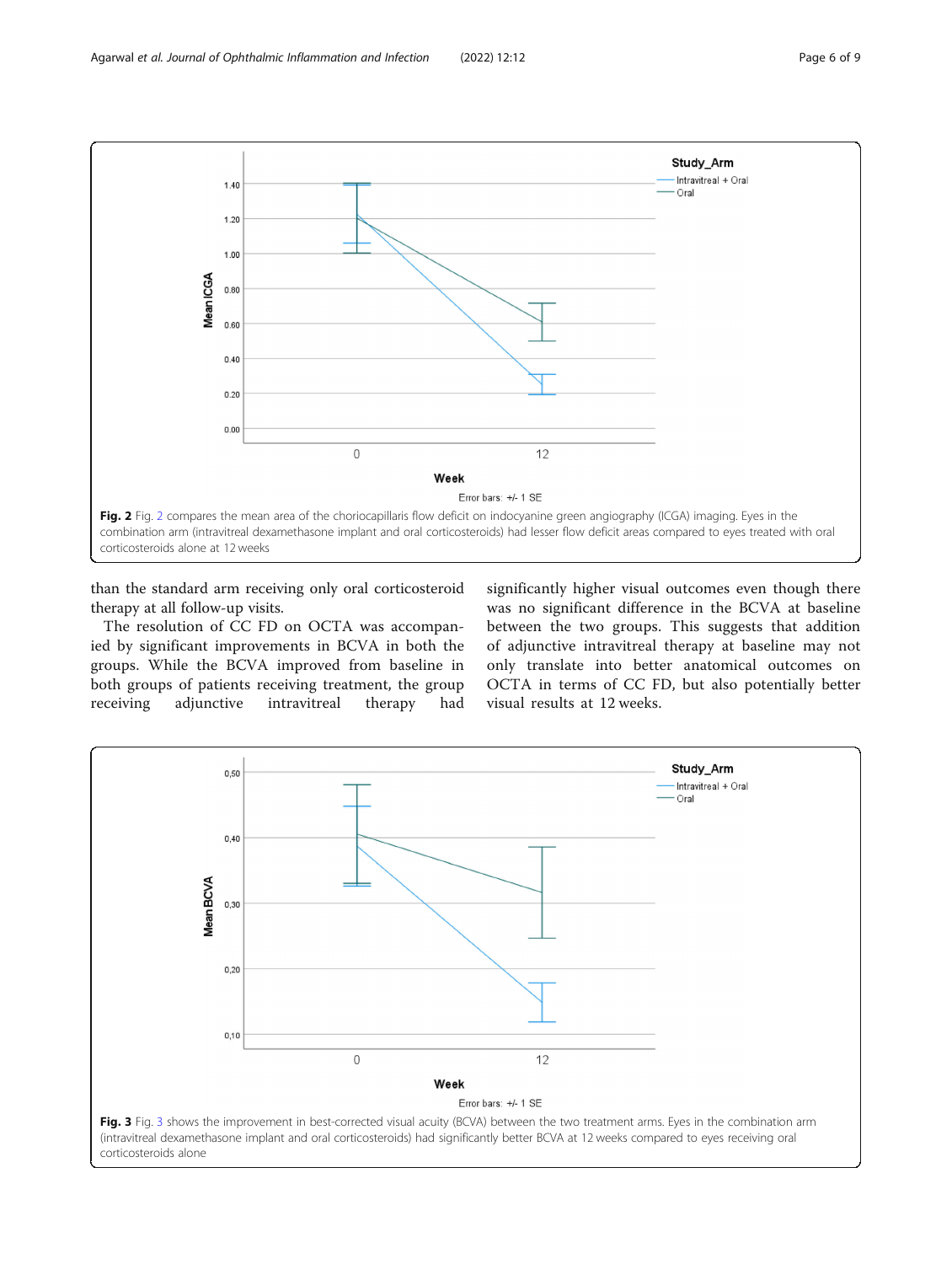**Fig. 2** Fig. 2 compares the mean area of the choriocapillaris flow deficit on indocyanine green angiography (ICGA) imaging. Eyes in the combination arm (intravitreal dexamethasone implant and oral corticosteroids) had lesser flow deficit areas compared to eyes treated with oral corticosteroids alone at 12 weeks

than the standard arm receiving only oral corticosteroid therapy at all follow-up visits.

The resolution of CC FD on OCTA was accompanied by significant improvements in BCVA in both the groups. While the BCVA improved from baseline in both groups of patients receiving treatment, the group receiving adjunctive intravitreal therapy had significantly higher visual outcomes even though there was no significant difference in the BCVA at baseline between the two groups. This suggests that addition of adjunctive intravitreal therapy at baseline may not only translate into better anatomical outcomes on OCTA in terms of CC FD, but also potentially better visual results at 12 weeks.

**Fig. 3** Fig. 3 shows the improvement in best-corrected visual acuity (BCVA) between the two treatment arms. Eyes in the combination arm (intravitreal dexamethasone implant and oral corticosteroids) had significantly better BCVA at 12 weeks compared to eyes receiving oral corticosteroids alone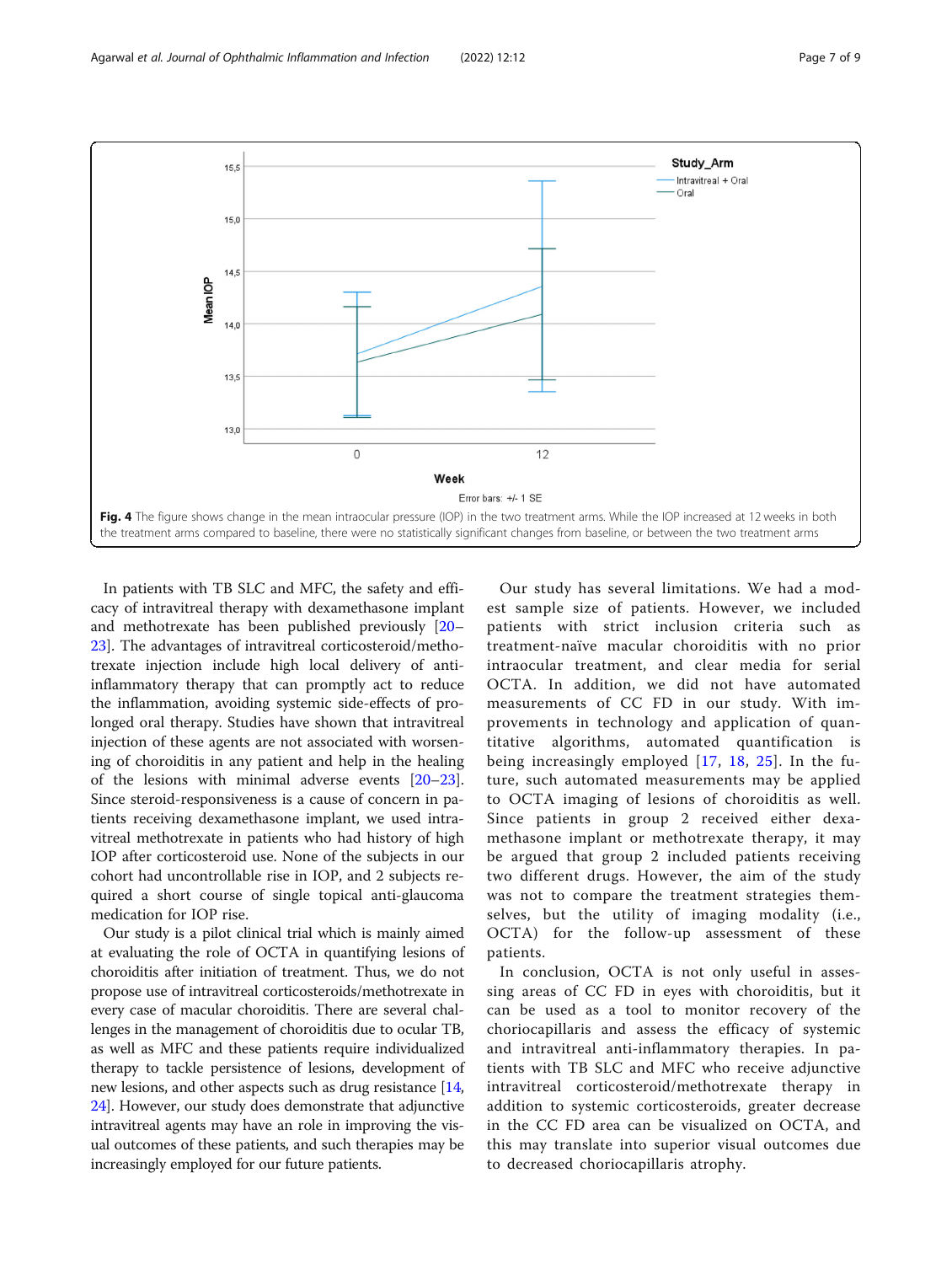Fig. 4 The figure shows change in the mean intraocular pressure (IOP) in the two treatment arms. While the IOP increased at 12 weeks in both the treatment arms compared to baseline, there were no statistically significant changes from baseline, or between the two treatment arms

In patients with TB SLC and MFC, the safety and efficacy of intravitreal therapy with dexamethasone implant and methotrexate has been published previously [20–23]. The advantages of intravitreal corticosteroid/methotrexate injection include high local delivery of anti-inflammatory therapy that can promptly act to reduce the inflammation, avoiding systemic side-effects of prolonged oral therapy. Studies have shown that intravitreal injection of these agents are not associated with worsening of choroiditis in any patient and help in the healing of the lesions with minimal adverse events [20–23]. Since steroid-responsiveness is a cause of concern in patients receiving dexamethasone implant, we used intravitreal methotrexate in patients who had history of high IOP after corticosteroid use. None of the subjects in our cohort had uncontrollable rise in IOP, and 2 subjects required a short course of single topical anti-glaucoma medication for IOP rise.

Our study is a pilot clinical trial which is mainly aimed at evaluating the role of OCTA in quantifying lesions of choroiditis after initiation of treatment. Thus, we do not propose use of intravitreal corticosteroids/methotrexate in every case of macular choroiditis. There are several challenges in the management of choroiditis due to ocular TB, as well as MFC and these patients require individualized therapy to tackle persistence of lesions, development of new lesions, and other aspects such as drug resistance [14, 24]. However, our study does demonstrate that adjunctive intravitreal agents may have an role in improving the visual outcomes of these patients, and such therapies may be increasingly employed for our future patients.

Our study has several limitations. We had a modest sample size of patients. However, we included patients with strict inclusion criteria such as treatment-naïve macular choroiditis with no prior intraocular treatment, and clear media for serial OCTA. In addition, we did not have automated measurements of CC FD in our study. With improvements in technology and application of quantitative algorithms, automated quantification is being increasingly employed [17, 18, 25]. In the future, such automated measurements may be applied to OCTA imaging of lesions of choroiditis as well. Since patients in group 2 received either dexamethasone implant or methotrexate therapy, it may be argued that group 2 included patients receiving two different drugs. However, the aim of the study was not to compare the treatment strategies themselves, but the utility of imaging modality (i.e., OCTA) for the follow-up assessment of these patients.

In conclusion, OCTA is not only useful in assessing areas of CC FD in eyes with choroiditis, but it can be used as a tool to monitor recovery of the choriocapillaris and assess the efficacy of systemic and intravitreal anti-inflammatory therapies. In patients with TB SLC and MFC who receive adjunctive intravitreal corticosteroid/methotrexate therapy in addition to systemic corticosteroids, greater decrease in the CC FD area can be visualized on OCTA, and this may translate into superior visual outcomes due to decreased choriocapillaris atrophy.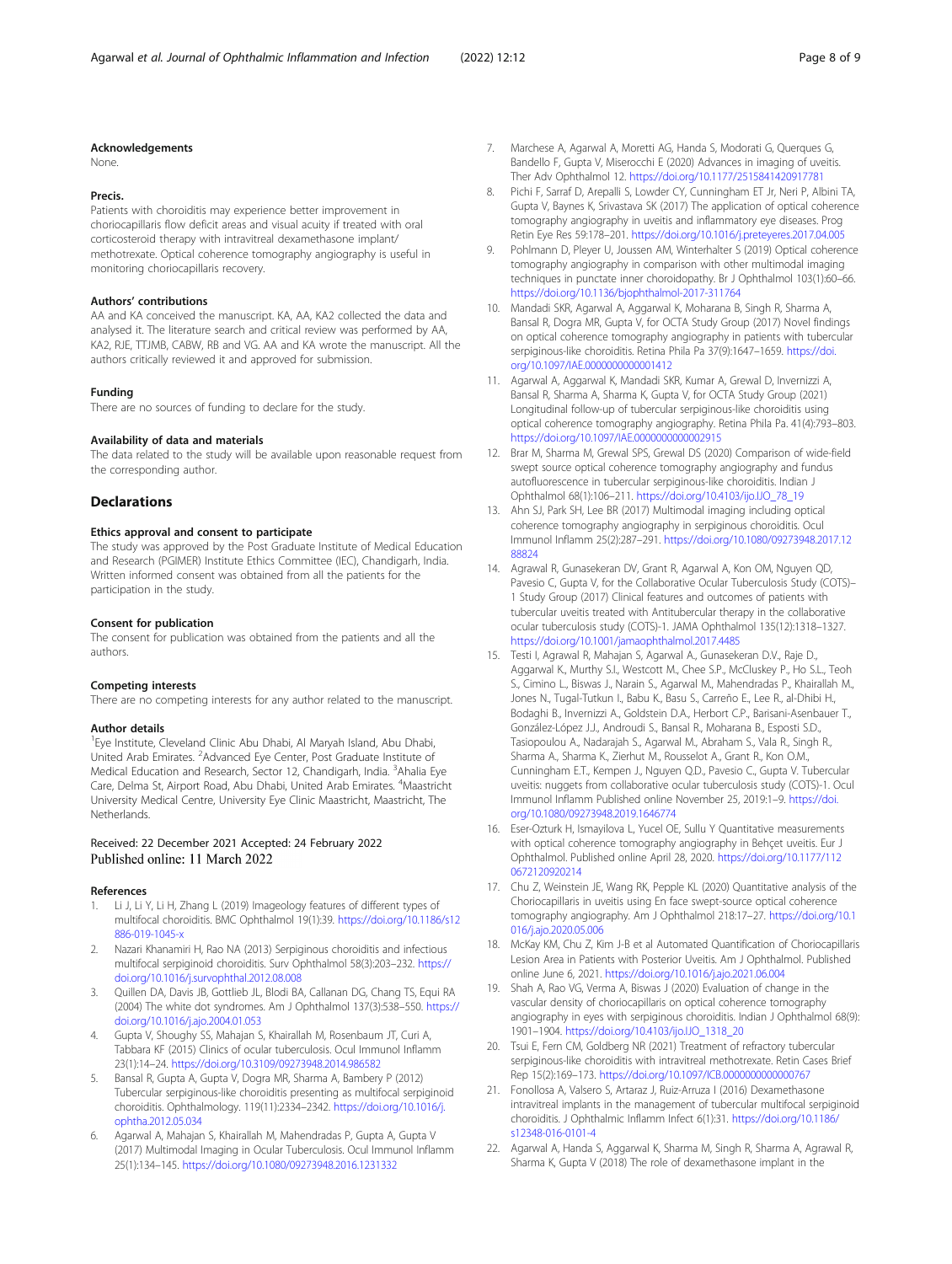### Acknowledgements

None.

### Precis.

Patients with choroiditis may experience better improvement in choriocapillaris flow deficit areas and visual acuity if treated with oral corticosteroid therapy with intravitreal dexamethasone implant/methotrexate. Optical coherence tomography angiography is useful in monitoring choriocapillaris recovery.

### Authors' contributions

AA and KA conceived the manuscript. KA, AA, KA2 collected the data and analysed it. The literature search and critical review was performed by AA, KA2, RJE, TTJMB, CABW, RB and VG. AA and KA wrote the manuscript. All the authors critically reviewed it and approved for submission.

### Funding

There are no sources of funding to declare for the study.

### Availability of data and materials

The data related to the study will be available upon reasonable request from the corresponding author.

## Declarations

### Ethics approval and consent to participate

The study was approved by the Post Graduate Institute of Medical Education and Research (PGIMER) Institute Ethics Committee (IEC), Chandigarh, India. Written informed consent was obtained from all the patients for the participation in the study.

### Consent for publication

The consent for publication was obtained from the patients and all the authors.

### Competing interests

There are no competing interests for any author related to the manuscript.

### Author details

[1]Eye Institute, Cleveland Clinic Abu Dhabi, Al Maryah Island, Abu Dhabi, United Arab Emirates. [2]Advanced Eye Center, Post Graduate Institute of Medical Education and Research, Sector 12, Chandigarh, India. [3]Ahalia Eye Care, Delma St, Airport Road, Abu Dhabi, United Arab Emirates. [4]Maastricht University Medical Centre, University Eye Clinic Maastricht, Maastricht, The Netherlands.

Received: 22 December 2021 Accepted: 24 February 2022
Published online: 11 March 2022

### References

1. Li J, Li Y, Li H, Zhang L (2019) Imageology features of different types of multifocal choroiditis. BMC Ophthalmol 19(1):39. https://doi.org/10.1186/s12886-019-1045-x
2. Nazari Khanamiri H, Rao NA (2013) Serpiginous choroiditis and infectious multifocal serpiginoid choroiditis. Surv Ophthalmol 58(3):203–232. https://doi.org/10.1016/j.survophthal.2012.08.008
3. Quillen DA, Davis JB, Gottlieb JL, Blodi BA, Callanan DG, Chang TS, Equi RA (2004) The white dot syndromes. Am J Ophthalmol 137(3):538–550. https://doi.org/10.1016/j.ajo.2004.01.053
4. Gupta V, Shoughy SS, Mahajan S, Khairallah M, Rosenbaum JT, Curi A, Tabbara KF (2015) Clinics of ocular tuberculosis. Ocul Immunol Inflamm 23(1):14–24. https://doi.org/10.3109/09273948.2014.986582
5. Bansal R, Gupta A, Gupta V, Dogra MR, Sharma A, Bambery P (2012) Tubercular serpiginous-like choroiditis presenting as multifocal serpiginoid choroiditis. Ophthalmology. 119(11):2334–2342. https://doi.org/10.1016/j.ophtha.2012.05.034
6. Agarwal A, Mahajan S, Khairallah M, Mahendradas P, Gupta A, Gupta V (2017) Multimodal Imaging in Ocular Tuberculosis. Ocul Immunol Inflamm 25(1):134–145. https://doi.org/10.1080/09273948.2016.1231332
7. Marchese A, Agarwal A, Moretti AG, Handa S, Modorati G, Querques G, Bandello F, Gupta V, Miserocchi E (2020) Advances in imaging of uveitis. Ther Adv Ophthalmol 12. https://doi.org/10.1177/2515841420917781
8. Pichi F, Sarraf D, Arepalli S, Lowder CY, Cunningham ET Jr, Neri P, Albini TA, Gupta V, Baynes K, Srivastava SK (2017) The application of optical coherence tomography angiography in uveitis and inflammatory eye diseases. Prog Retin Eye Res 59:178–201. https://doi.org/10.1016/j.preteyeres.2017.04.005
9. Pohlmann D, Pleyer U, Joussen AM, Winterhalter S (2019) Optical coherence tomography angiography in comparison with other multimodal imaging techniques in punctate inner choroidopathy. Br J Ophthalmol 103(1):60–66. https://doi.org/10.1136/bjophthalmol-2017-311764
10. Mandadi SKR, Agarwal A, Aggarwal K, Moharana B, Singh R, Sharma A, Bansal R, Dogra MR, Gupta V, for OCTA Study Group (2017) Novel findings on optical coherence tomography angiography in patients with tubercular serpiginous-like choroiditis. Retina Phila Pa 37(9):1647–1659. https://doi.org/10.1097/IAE.0000000000001412
11. Agarwal A, Aggarwal K, Mandadi SKR, Kumar A, Grewal D, Invernizzi A, Bansal R, Sharma A, Sharma K, Gupta V, for OCTA Study Group (2021) Longitudinal follow-up of tubercular serpiginous-like choroiditis using optical coherence tomography angiography. Retina Phila Pa. 41(4):793–803. https://doi.org/10.1097/IAE.0000000000002915
12. Brar M, Sharma M, Grewal SPS, Grewal DS (2020) Comparison of wide-field swept source optical coherence tomography angiography and fundus autofluorescence in tubercular serpiginous-like choroiditis. Indian J Ophthalmol 68(1):106–211. https://doi.org/10.4103/ijo.IJO_78_19
13. Ahn SJ, Park SH, Lee BR (2017) Multimodal imaging including optical coherence tomography angiography in serpiginous choroiditis. Ocul Immunol Inflamm 25(2):287–291. https://doi.org/10.1080/09273948.2017.1288824
14. Agrawal R, Gunasekeran DV, Grant R, Agarwal A, Kon OM, Nguyen QD, Pavesio C, Gupta V, for the Collaborative Ocular Tuberculosis Study (COTS)–1 Study Group (2017) Clinical features and outcomes of patients with tubercular uveitis treated with Antitubercular therapy in the collaborative ocular tuberculosis study (COTS)-1. JAMA Ophthalmol 135(12):1318–1327. https://doi.org/10.1001/jamaophthalmol.2017.4485
15. Testi I, Agrawal R, Mahajan S, Agarwal A., Gunasekeran D.V., Raje D., Aggarwal K., Murthy S.I., Westcott M., Chee S.P., McCluskey P., Ho S.L., Teoh S., Cimino L., Biswas J., Narain S., Agarwal M., Mahendradas P., Khairallah M., Jones N., Tugal-Tutkun I., Babu K., Basu S., Carreño E., Lee R., al-Dhibi H., Bodaghi B., Invernizzi A., Goldstein D.A., Herbort C.P., Barisani-Asenbauer T., González-López J.J., Androudi S., Bansal R., Moharana B., Esposti S.D., Tasiopoulou A., Nadarajah S., Agarwal M., Abraham S., Vala R., Singh R., Sharma A., Sharma K., Zierhut M., Rousselot A., Grant R., Kon O.M., Cunningham E.T., Kempen J., Nguyen Q.D., Pavesio C., Gupta V. Tubercular uveitis: nuggets from collaborative ocular tuberculosis study (COTS)-1. Ocul Immunol Inflamm Published online November 25, 2019:1–9. https://doi.org/10.1080/09273948.2019.1646774
16. Eser-Ozturk H, Ismayilova L, Yucel OE, Sullu Y Quantitative measurements with optical coherence tomography angiography in Behçet uveitis. Eur J Ophthalmol. Published online April 28, 2020. https://doi.org/10.1177/1120672120920214
17. Chu Z, Weinstein JE, Wang RK, Pepple KL (2020) Quantitative analysis of the Choriocapillaris in uveitis using En face swept-source optical coherence tomography angiography. Am J Ophthalmol 218:17–27. https://doi.org/10.1016/j.ajo.2020.05.006
18. McKay KM, Chu Z, Kim J-B et al Automated Quantification of Choriocapillaris Lesion Area in Patients with Posterior Uveitis. Am J Ophthalmol. Published online June 6, 2021. https://doi.org/10.1016/j.ajo.2021.06.004
19. Shah A, Rao VG, Verma A, Biswas J (2020) Evaluation of change in the vascular density of choriocapillaris on optical coherence tomography angiography in eyes with serpiginous choroiditis. Indian J Ophthalmol 68(9):1901–1904. https://doi.org/10.4103/ijo.IJO_1318_20
20. Tsui E, Fern CM, Goldberg NR (2021) Treatment of refractory tubercular serpiginous-like choroiditis with intravitreal methotrexate. Retin Cases Brief Rep 15(2):169–173. https://doi.org/10.1097/ICB.0000000000000767
21. Fonollosa A, Valsero S, Artaraz J, Ruiz-Arruza I (2016) Dexamethasone intravitreal implants in the management of tubercular multifocal serpiginoid choroiditis. J Ophthalmic Inflamm Infect 6(1):31. https://doi.org/10.1186/s12348-016-0101-4
22. Agarwal A, Handa S, Aggarwal K, Sharma M, Singh R, Sharma A, Agrawal R, Sharma K, Gupta V (2018) The role of dexamethasone implant in the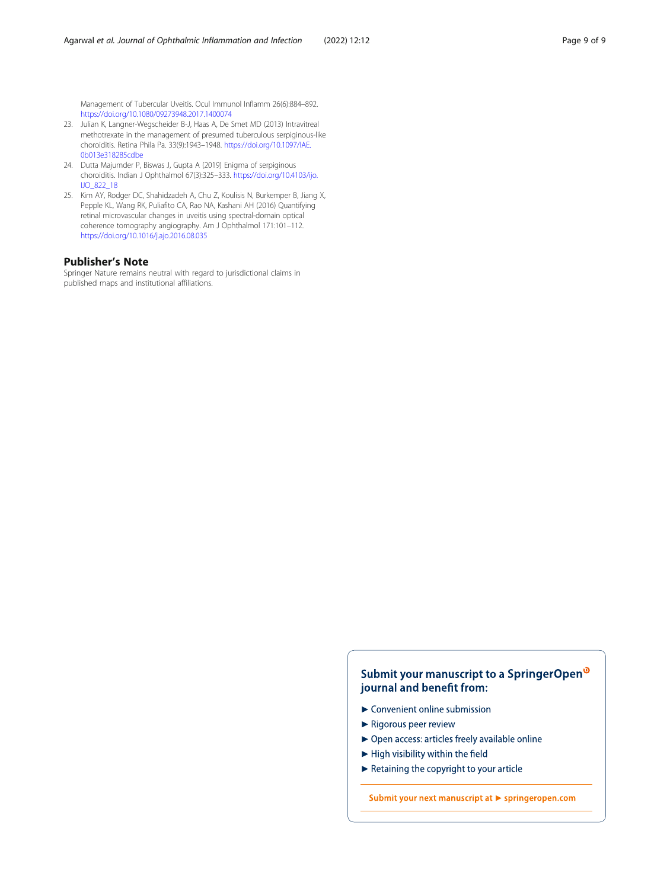Management of Tubercular Uveitis. Ocul Immunol Inflamm 26(6):884–892. https://doi.org/10.1080/09273948.2017.1400074

23. Julian K, Langner-Wegscheider B-J, Haas A, De Smet MD (2013) Intravitreal methotrexate in the management of presumed tuberculous serpiginous-like choroiditis. Retina Phila Pa. 33(9):1943–1948. https://doi.org/10.1097/IAE.0b013e318285cdbe
24. Dutta Majumder P, Biswas J, Gupta A (2019) Enigma of serpiginous choroiditis. Indian J Ophthalmol 67(3):325–333. https://doi.org/10.4103/ijo.IJO_822_18
25. Kim AY, Rodger DC, Shahidzadeh A, Chu Z, Koulisis N, Burkemper B, Jiang X, Pepple KL, Wang RK, Puliafito CA, Rao NA, Kashani AH (2016) Quantifying retinal microvascular changes in uveitis using spectral-domain optical coherence tomography angiography. Am J Ophthalmol 171:101–112. https://doi.org/10.1016/j.ajo.2016.08.035

## Publisher's Note

Springer Nature remains neutral with regard to jurisdictional claims in published maps and institutional affiliations.

**Submit your manuscript to a SpringerOpen journal and benefit from:**

- ► Convenient online submission
- ► Rigorous peer review
- ► Open access: articles freely available online
- ► High visibility within the field
- ► Retaining the copyright to your article

**Submit your next manuscript at ► springeropen.com**